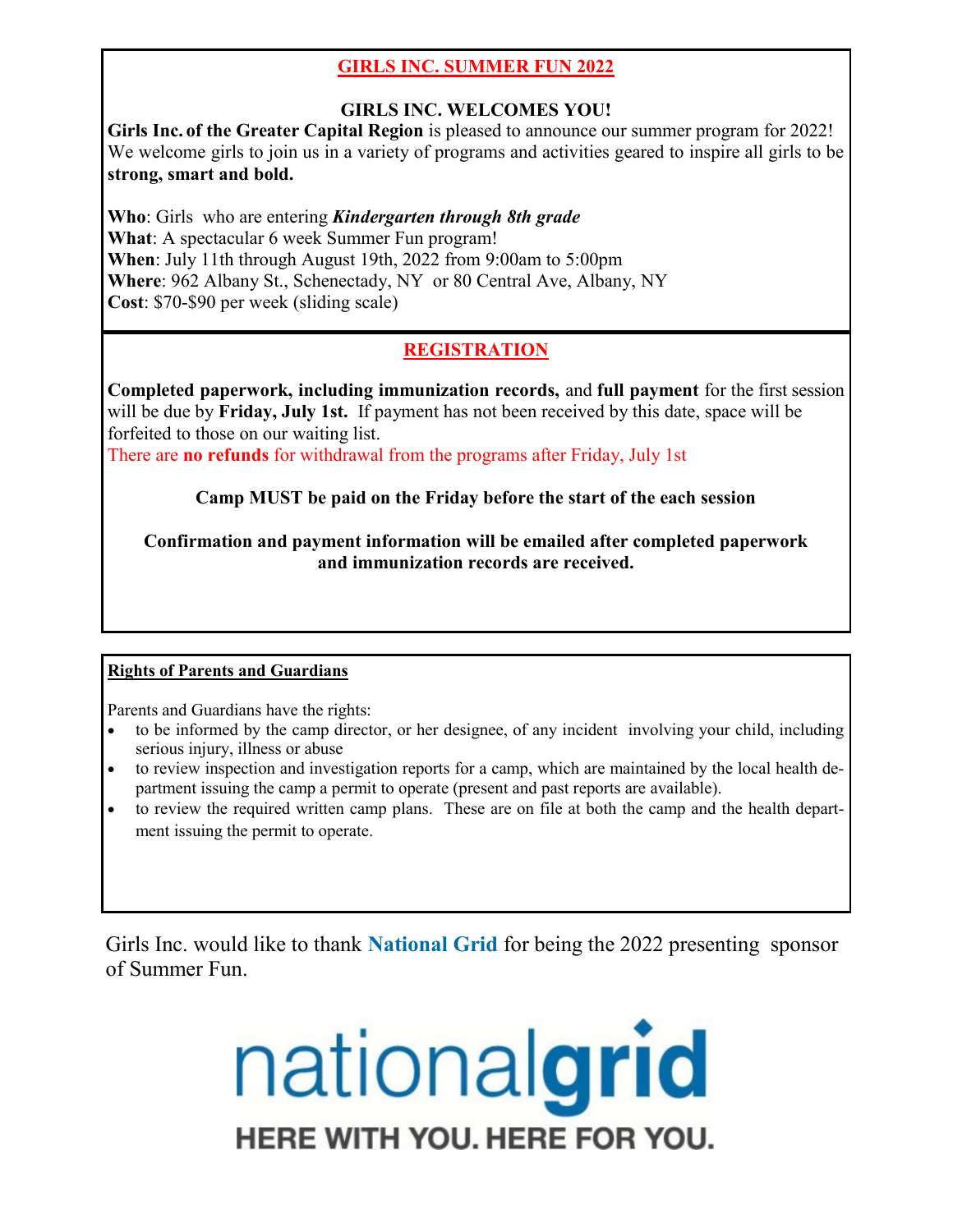## GIRLS INC. SUMMER FUN 2022

**GIRLS INC. WELCOMES YOU!**

**Girls Inc. of the Greater Capital Region** is pleased to announce our summer program for 2022! We welcome girls to join us in a variety of programs and activities geared to inspire all girls to be **strong, smart and bold.**

**Who**: Girls who are entering ***Kindergarten through 8th grade***
**What**: A spectacular 6 week Summer Fun program!
**When**: July 11th through August 19th, 2022 from 9:00am to 5:00pm
**Where**: 962 Albany St., Schenectady, NY or 80 Central Ave, Albany, NY
**Cost**: $70-$90 per week (sliding scale)

## REGISTRATION

**Completed paperwork, including immunization records,** and **full payment** for the first session will be due by **Friday, July 1st.** If payment has not been received by this date, space will be forfeited to those on our waiting list.

There are **no refunds** for withdrawal from the programs after Friday, July 1st

**Camp MUST be paid on the Friday before the start of the each session**

**Confirmation and payment information will be emailed after completed paperwork and immunization records are received.**

**Rights of Parents and Guardians**

Parents and Guardians have the rights:

- to be informed by the camp director, or her designee, of any incident involving your child, including serious injury, illness or abuse
- to review inspection and investigation reports for a camp, which are maintained by the local health department issuing the camp a permit to operate (present and past reports are available).
- to review the required written camp plans. These are on file at both the camp and the health department issuing the permit to operate.

Girls Inc. would like to thank **National Grid** for being the 2022 presenting sponsor of Summer Fun.

nationalgrid

HERE WITH YOU. HERE FOR YOU.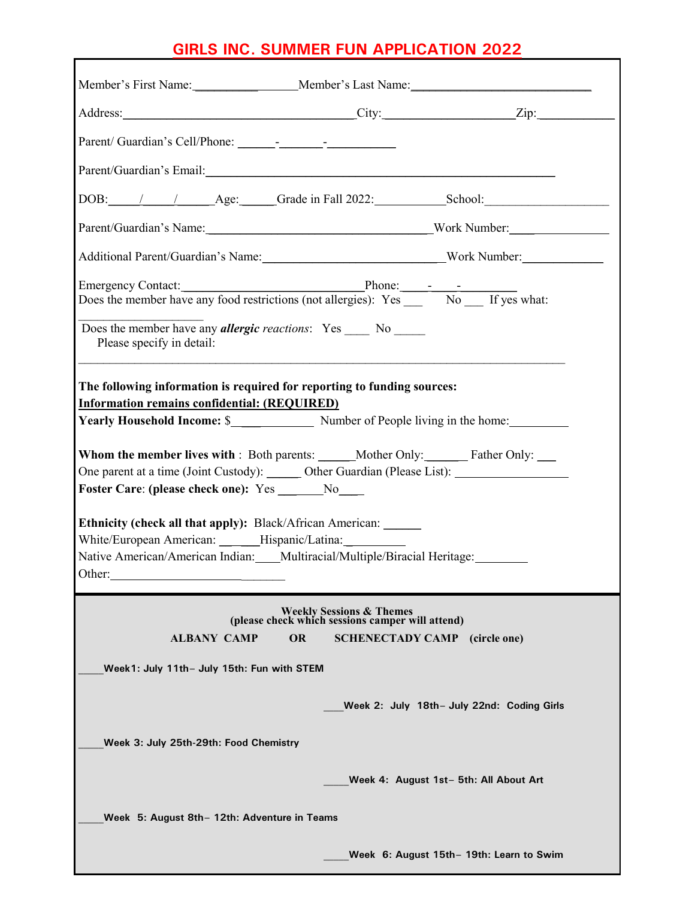# GIRLS INC. SUMMER FUN APPLICATION 2022

Member's First Name:________________ Member's Last Name:______________________________

Address:______________________________________City:______________________Zip:____________

Parent/ Guardian's Cell/Phone: ______-_______-__________

Parent/Guardian's Email:____________________________________________________________

DOB:____/____/_____Age:_____Grade in Fall 2022:__________School:____________________

Parent/Guardian's Name:____________________________________Work Number:_______________

Additional Parent/Guardian's Name:_____________________________Work Number:_____________

Emergency Contact:_____________________________Phone:____-____-_________

Does the member have any food restrictions (not allergies): Yes ___ No ___ If yes what: ____________________

Does the member have any ***allergic*** *reactions*: Yes ____ No _____

Please specify in detail:

_______________________________________________________________________________

**The following information is required for reporting to funding sources:**

**Information remains confidential: (REQUIRED)**

**Yearly Household Income:** $____________ Number of People living in the home:_________

**Whom the member lives with** : Both parents: _____Mother Only:_______ Father Only: ___

One parent at a time (Joint Custody): _____ Other Guardian (Please List): __________________

**Foster Care**: **(please check one):** Yes _______No____

**Ethnicity (check all that apply):** Black/African American: ______

White/European American: ______Hispanic/Latina:__________

Native American/American Indian:____Multiracial/Multiple/Biracial Heritage:________

Other:_____________________________

**Weekly Sessions & Themes**
**(please check which sessions camper will attend)**

**ALBANY CAMP OR SCHENECTADY CAMP (circle one)**

_____**Week1: July 11th– July 15th: Fun with STEM**

___**Week 2: July 18th– July 22nd: Coding Girls**

_____**Week 3: July 25th-29th: Food Chemistry**

_____**Week 4: August 1st– 5th: All About Art**

_____**Week 5: August 8th– 12th: Adventure in Teams**

_____**Week 6: August 15th– 19th: Learn to Swim**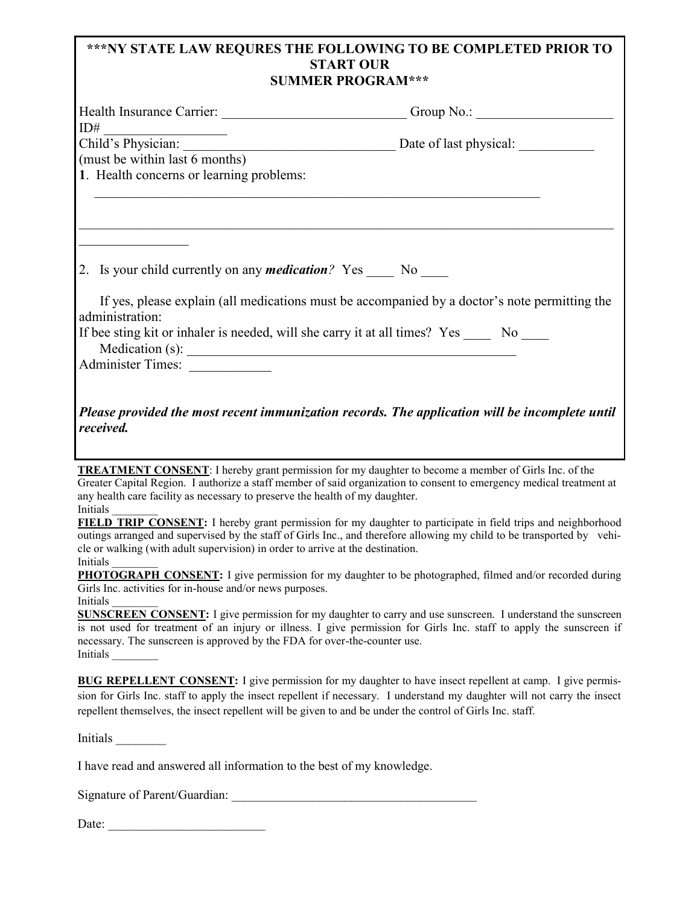**\*\*\*NY STATE LAW REQURES THE FOLLOWING TO BE COMPLETED PRIOR TO START OUR SUMMER PROGRAM\*\*\***

Health Insurance Carrier: ___________________________ Group No.: ____________________

ID# __________________

Child's Physician: _______________________________ Date of last physical: ___________

(must be within last 6 months)

**1**. Health concerns or learning problems:

____________________________________________________________________

____________________________________________________________________________________

________________

2. Is your child currently on any ***medication****?* Yes ____ No ____

If yes, please explain (all medications must be accompanied by a doctor's note permitting the administration:

If bee sting kit or inhaler is needed, will she carry it at all times? Yes ____ No ____

Medication (s): __________________________________________________

Administer Times: ____________

***Please provided the most recent immunization records. The application will be incomplete until received.***

**TREATMENT CONSENT**: I hereby grant permission for my daughter to become a member of Girls Inc. of the Greater Capital Region. I authorize a staff member of said organization to consent to emergency medical treatment at any health care facility as necessary to preserve the health of my daughter.

Initials ________

**FIELD TRIP CONSENT:** I hereby grant permission for my daughter to participate in field trips and neighborhood outings arranged and supervised by the staff of Girls Inc., and therefore allowing my child to be transported by vehicle or walking (with adult supervision) in order to arrive at the destination.

Initials ________

**PHOTOGRAPH CONSENT:** I give permission for my daughter to be photographed, filmed and/or recorded during Girls Inc. activities for in-house and/or news purposes.

Initials ________

**SUNSCREEN CONSENT:** I give permission for my daughter to carry and use sunscreen. I understand the sunscreen is not used for treatment of an injury or illness. I give permission for Girls Inc. staff to apply the sunscreen if necessary. The sunscreen is approved by the FDA for over-the-counter use.

Initials ________

**BUG REPELLENT CONSENT:** I give permission for my daughter to have insect repellent at camp. I give permission for Girls Inc. staff to apply the insect repellent if necessary. I understand my daughter will not carry the insect repellent themselves, the insect repellent will be given to and be under the control of Girls Inc. staff.

Initials ________

I have read and answered all information to the best of my knowledge.

Signature of Parent/Guardian: ________________________________________

Date: _________________________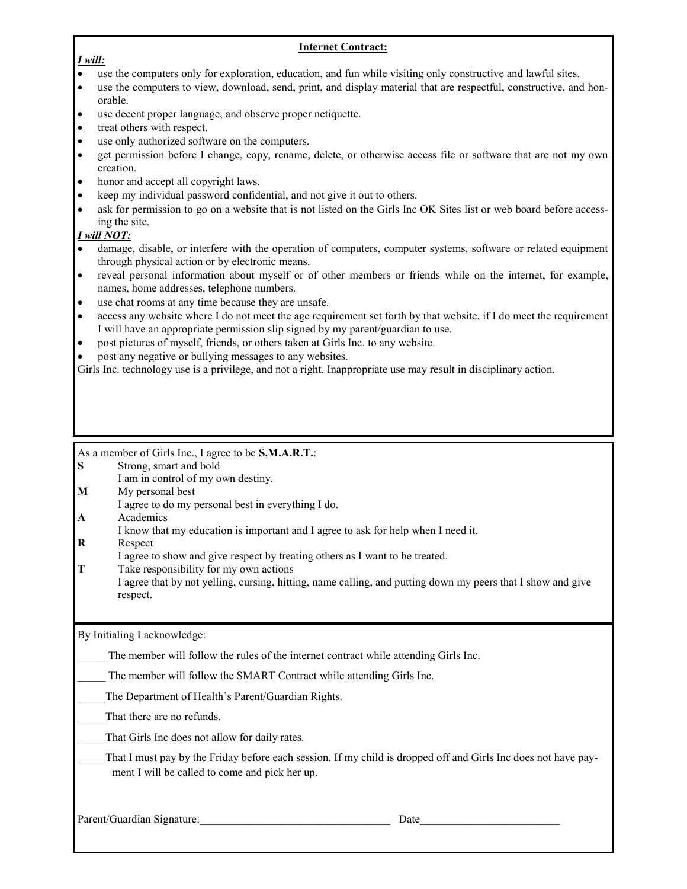## Internet Contract:

***I will:***

- use the computers only for exploration, education, and fun while visiting only constructive and lawful sites.
- use the computers to view, download, send, print, and display material that are respectful, constructive, and honorable.
- use decent proper language, and observe proper netiquette.
- treat others with respect.
- use only authorized software on the computers.
- get permission before I change, copy, rename, delete, or otherwise access file or software that are not my own creation.
- honor and accept all copyright laws.
- keep my individual password confidential, and not give it out to others.
- ask for permission to go on a website that is not listed on the Girls Inc OK Sites list or web board before accessing the site.

***I will NOT:***

- damage, disable, or interfere with the operation of computers, computer systems, software or related equipment through physical action or by electronic means.
- reveal personal information about myself or of other members or friends while on the internet, for example, names, home addresses, telephone numbers.
- use chat rooms at any time because they are unsafe.
- access any website where I do not meet the age requirement set forth by that website, if I do meet the requirement I will have an appropriate permission slip signed by my parent/guardian to use.
- post pictures of myself, friends, or others taken at Girls Inc. to any website.
- post any negative or bullying messages to any websites.

Girls Inc. technology use is a privilege, and not a right. Inappropriate use may result in disciplinary action.

As a member of Girls Inc., I agree to be **S.M.A.R.T.**:

**S** Strong, smart and bold
I am in control of my own destiny.

**M** My personal best
I agree to do my personal best in everything I do.

**A** Academics
I know that my education is important and I agree to ask for help when I need it.

**R** Respect
I agree to show and give respect by treating others as I want to be treated.

**T** Take responsibility for my own actions
I agree that by not yelling, cursing, hitting, name calling, and putting down my peers that I show and give respect.

By Initialing I acknowledge:

_____ The member will follow the rules of the internet contract while attending Girls Inc.

_____ The member will follow the SMART Contract while attending Girls Inc.

_____The Department of Health's Parent/Guardian Rights.

_____That there are no refunds.

_____That Girls Inc does not allow for daily rates.

_____That I must pay by the Friday before each session. If my child is dropped off and Girls Inc does not have payment I will be called to come and pick her up.

Parent/Guardian Signature:_________________________________ Date________________________